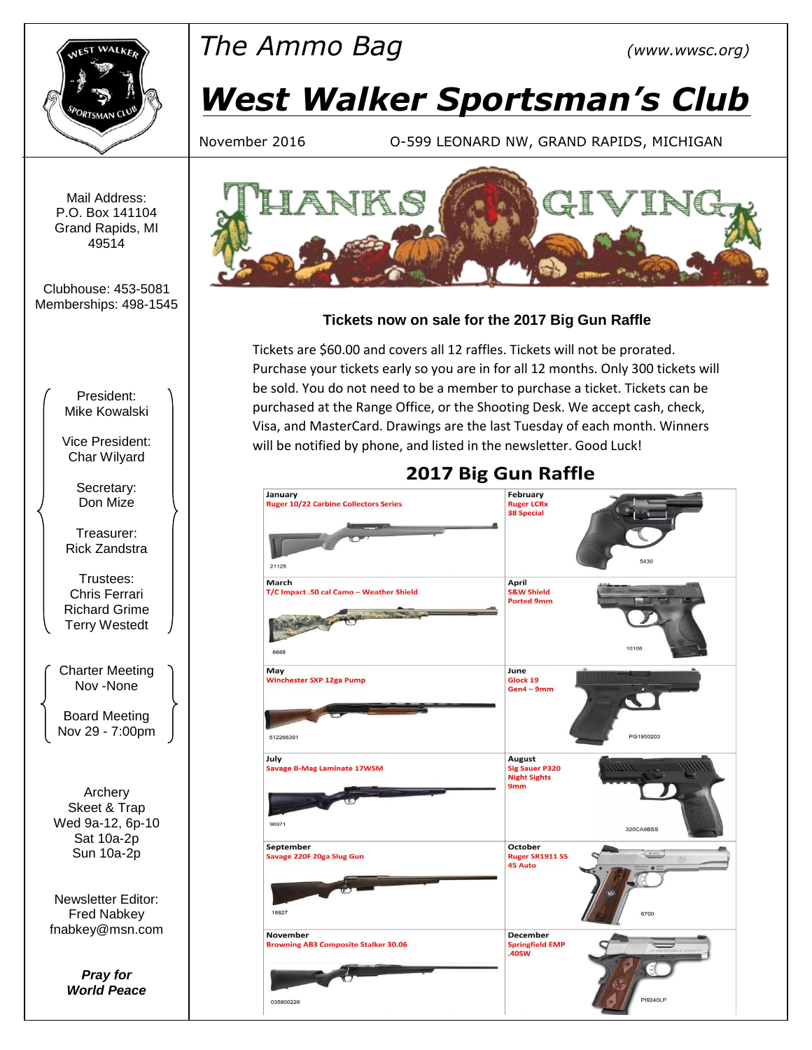# The Ammo Bag

*(www.wwsc.org)*

# West Walker Sportsman's Club

November 2016 O-599 LEONARD NW, GRAND RAPIDS, MICHIGAN

Mail Address:
P.O. Box 141104
Grand Rapids, MI
49514

Clubhouse: 453-5081
Memberships: 498-1545

President:
Mike Kowalski

Vice President:
Char Wilyard

Secretary:
Don Mize

Treasurer:
Rick Zandstra

Trustees:
Chris Ferrari
Richard Grime
Terry Westedt

Charter Meeting
Nov -None

Board Meeting
Nov 29 - 7:00pm

Archery
Skeet & Trap
Wed 9a-12, 6p-10
Sat 10a-2p
Sun 10a-2p

Newsletter Editor:
Fred Nabkey
fnabkey@msn.com

***Pray for World Peace***

THANKS GIVING

### Tickets now on sale for the 2017 Big Gun Raffle

Tickets are $60.00 and covers all 12 raffles. Tickets will not be prorated. Purchase your tickets early so you are in for all 12 months. Only 300 tickets will be sold. You do not need to be a member to purchase a ticket. Tickets can be purchased at the Range Office, or the Shooting Desk. We accept cash, check, Visa, and MasterCard. Drawings are the last Tuesday of each month. Winners will be notified by phone, and listed in the newsletter. Good Luck!

## 2017 Big Gun Raffle

| Month | Prize | Model # |
|---|---|---|
| January | Ruger 10/22 Carbine Collectors Series | 21125 |
| February | Ruger LCRx 38 Special | 5430 |
| March | T/C Impact .50 cal Camo – Weather Shield | 6688 |
| April | S&W Shield Ported 9mm | 10108 |
| May | Winchester SXP 12ga Pump | 512266391 |
| June | Glock 19 Gen4 – 9mm | PG1950203 |
| July | Savage B-Mag Laminate 17WSM | 96971 |
| August | Sig Sauer P320 Night Sights 9mm | 320CA9BSS |
| September | Savage 220F 20ga Slug Gun | 18827 |
| October | Ruger SR1911 SS 45 Auto | 6700 |
| November | Browning AB3 Composite Stalker 30.06 | 035800226 |
| December | Springfield EMP .40SW | PI9240LP |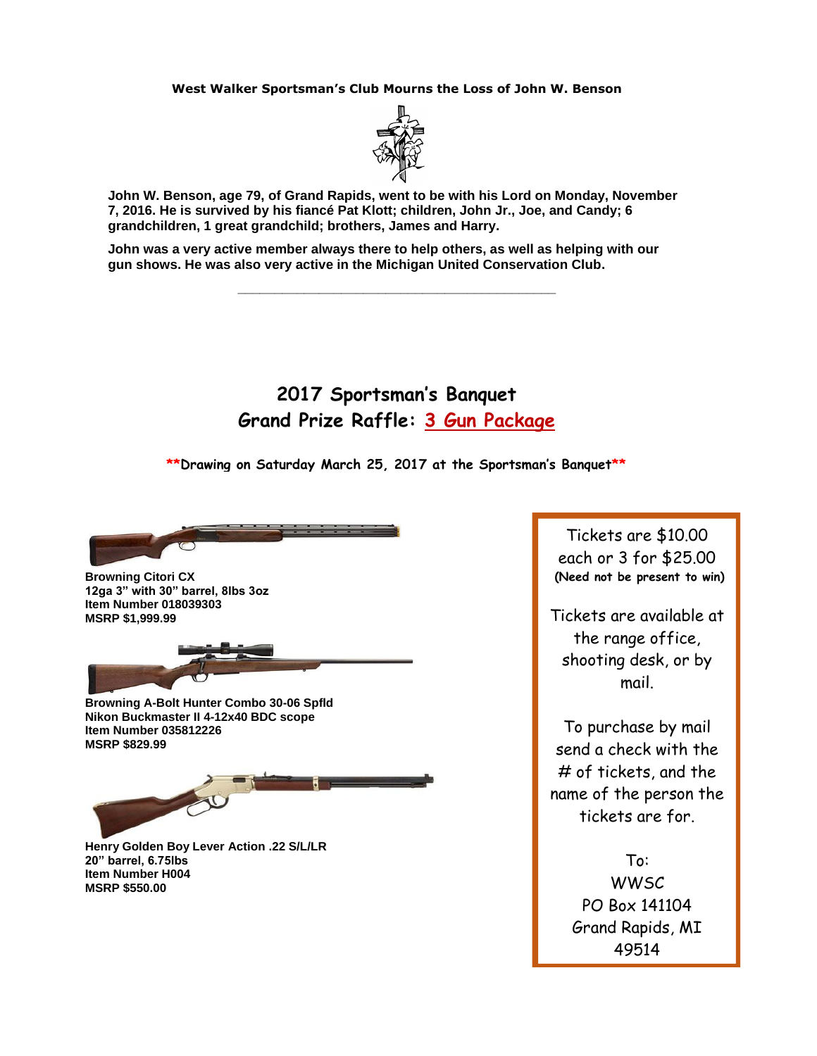**West Walker Sportsman's Club Mourns the Loss of John W. Benson**

**John W. Benson, age 79, of Grand Rapids, went to be with his Lord on Monday, November 7, 2016. He is survived by his fiancé Pat Klott; children, John Jr., Joe, and Candy; 6 grandchildren, 1 great grandchild; brothers, James and Harry.**

**John was a very active member always there to help others, as well as helping with our gun shows. He was also very active in the Michigan United Conservation Club.**

---

## 2017 Sportsman's Banquet
## Grand Prize Raffle: 3 Gun Package

**Drawing on Saturday March 25, 2017 at the Sportsman's Banquet**

**Browning Citori CX**
**12ga 3" with 30" barrel, 8lbs 3oz**
**Item Number 018039303**
**MSRP $1,999.99**

**Browning A-Bolt Hunter Combo 30-06 Spfld**
**Nikon Buckmaster II 4-12x40 BDC scope**
**Item Number 035812226**
**MSRP $829.99**

**Henry Golden Boy Lever Action .22 S/L/LR**
**20" barrel, 6.75lbs**
**Item Number H004**
**MSRP $550.00**

Tickets are $10.00 each or 3 for $25.00
**(Need not be present to win)**

Tickets are available at the range office, shooting desk, or by mail.

To purchase by mail send a check with the # of tickets, and the name of the person the tickets are for.

To:
WWSC
PO Box 141104
Grand Rapids, MI
49514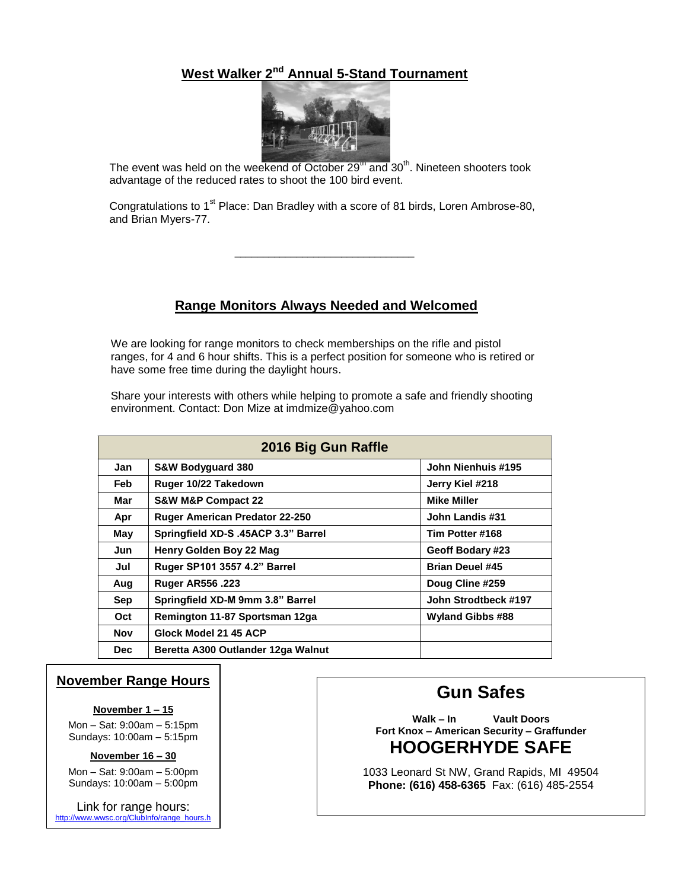## West Walker 2nd Annual 5-Stand Tournament

The event was held on the weekend of October 29th and 30th. Nineteen shooters took advantage of the reduced rates to shoot the 100 bird event.

Congratulations to 1st Place: Dan Bradley with a score of 81 birds, Loren Ambrose-80, and Brian Myers-77.

---

## Range Monitors Always Needed and Welcomed

We are looking for range monitors to check memberships on the rifle and pistol ranges, for 4 and 6 hour shifts. This is a perfect position for someone who is retired or have some free time during the daylight hours.

Share your interests with others while helping to promote a safe and friendly shooting environment. Contact: Don Mize at imdmize@yahoo.com

| 2016 Big Gun Raffle | | |
|---|---|---|
| **Jan** | **S&W Bodyguard 380** | **John Nienhuis #195** |
| **Feb** | **Ruger 10/22 Takedown** | **Jerry Kiel #218** |
| **Mar** | **S&W M&P Compact 22** | **Mike Miller** |
| **Apr** | **Ruger American Predator 22-250** | **John Landis #31** |
| **May** | **Springfield XD-S .45ACP 3.3" Barrel** | **Tim Potter #168** |
| **Jun** | **Henry Golden Boy 22 Mag** | **Geoff Bodary #23** |
| **Jul** | **Ruger SP101 3557 4.2" Barrel** | **Brian Deuel #45** |
| **Aug** | **Ruger AR556 .223** | **Doug Cline #259** |
| **Sep** | **Springfield XD-M 9mm 3.8" Barrel** | **John Strodtbeck #197** |
| **Oct** | **Remington 11-87 Sportsman 12ga** | **Wyland Gibbs #88** |
| **Nov** | **Glock Model 21 45 ACP** | |
| **Dec** | **Beretta A300 Outlander 12ga Walnut** | |

### November Range Hours

**November 1 – 15**

Mon – Sat: 9:00am – 5:15pm
Sundays: 10:00am – 5:15pm

**November 16 – 30**

Mon – Sat: 9:00am – 5:00pm
Sundays: 10:00am – 5:00pm

Link for range hours:
http://www.wwsc.org/ClubInfo/range_hours.h

### Gun Safes

**Walk – In    Vault Doors**
**Fort Knox – American Security – Graffunder**

**HOOGERHYDE SAFE**

1033 Leonard St NW, Grand Rapids, MI 49504
**Phone: (616) 458-6365** Fax: (616) 485-2554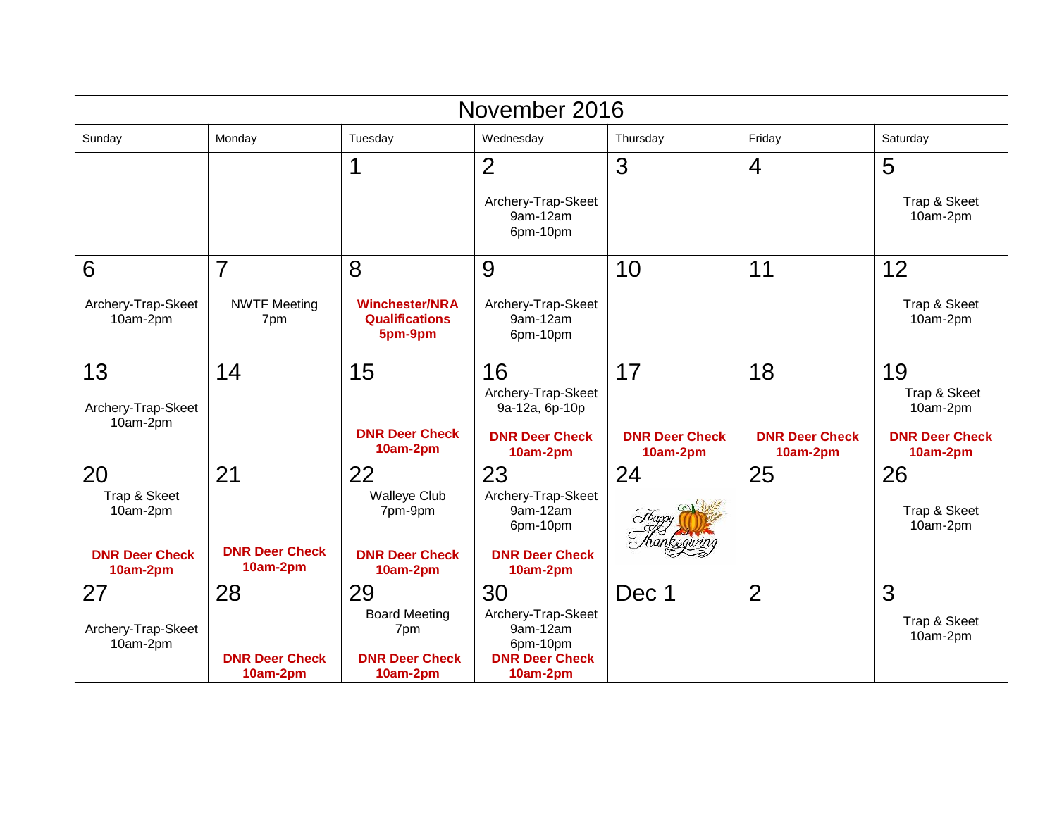# November 2016

| Sunday | Monday | Tuesday | Wednesday | Thursday | Friday | Saturday |
|---|---|---|---|---|---|---|
| | | 1 | 2<br>Archery-Trap-Skeet<br>9am-12am<br>6pm-10pm | 3 | 4 | 5<br>Trap & Skeet<br>10am-2pm |
| 6<br>Archery-Trap-Skeet<br>10am-2pm | 7<br>NWTF Meeting<br>7pm | 8<br>**Winchester/NRA Qualifications**<br>**5pm-9pm** | 9<br>Archery-Trap-Skeet<br>9am-12am<br>6pm-10pm | 10 | 11 | 12<br>Trap & Skeet<br>10am-2pm |
| 13<br>Archery-Trap-Skeet<br>10am-2pm | 14 | 15<br>**DNR Deer Check**<br>**10am-2pm** | 16<br>Archery-Trap-Skeet<br>9a-12a, 6p-10p<br>**DNR Deer Check**<br>**10am-2pm** | 17<br>**DNR Deer Check**<br>**10am-2pm** | 18<br>**DNR Deer Check**<br>**10am-2pm** | 19<br>Trap & Skeet<br>10am-2pm<br>**DNR Deer Check**<br>**10am-2pm** |
| 20<br>Trap & Skeet<br>10am-2pm<br>**DNR Deer Check**<br>**10am-2pm** | 21<br>**DNR Deer Check**<br>**10am-2pm** | 22<br>Walleye Club<br>7pm-9pm<br>**DNR Deer Check**<br>**10am-2pm** | 23<br>Archery-Trap-Skeet<br>9am-12am<br>6pm-10pm<br>**DNR Deer Check**<br>**10am-2pm** | 24<br>Happy Thanksgiving | 25 | 26<br>Trap & Skeet<br>10am-2pm |
| 27<br>Archery-Trap-Skeet<br>10am-2pm | 28<br>**DNR Deer Check**<br>**10am-2pm** | 29<br>Board Meeting<br>7pm<br>**DNR Deer Check**<br>**10am-2pm** | 30<br>Archery-Trap-Skeet<br>9am-12am<br>6pm-10pm<br>**DNR Deer Check**<br>**10am-2pm** | Dec 1 | 2 | 3<br>Trap & Skeet<br>10am-2pm |